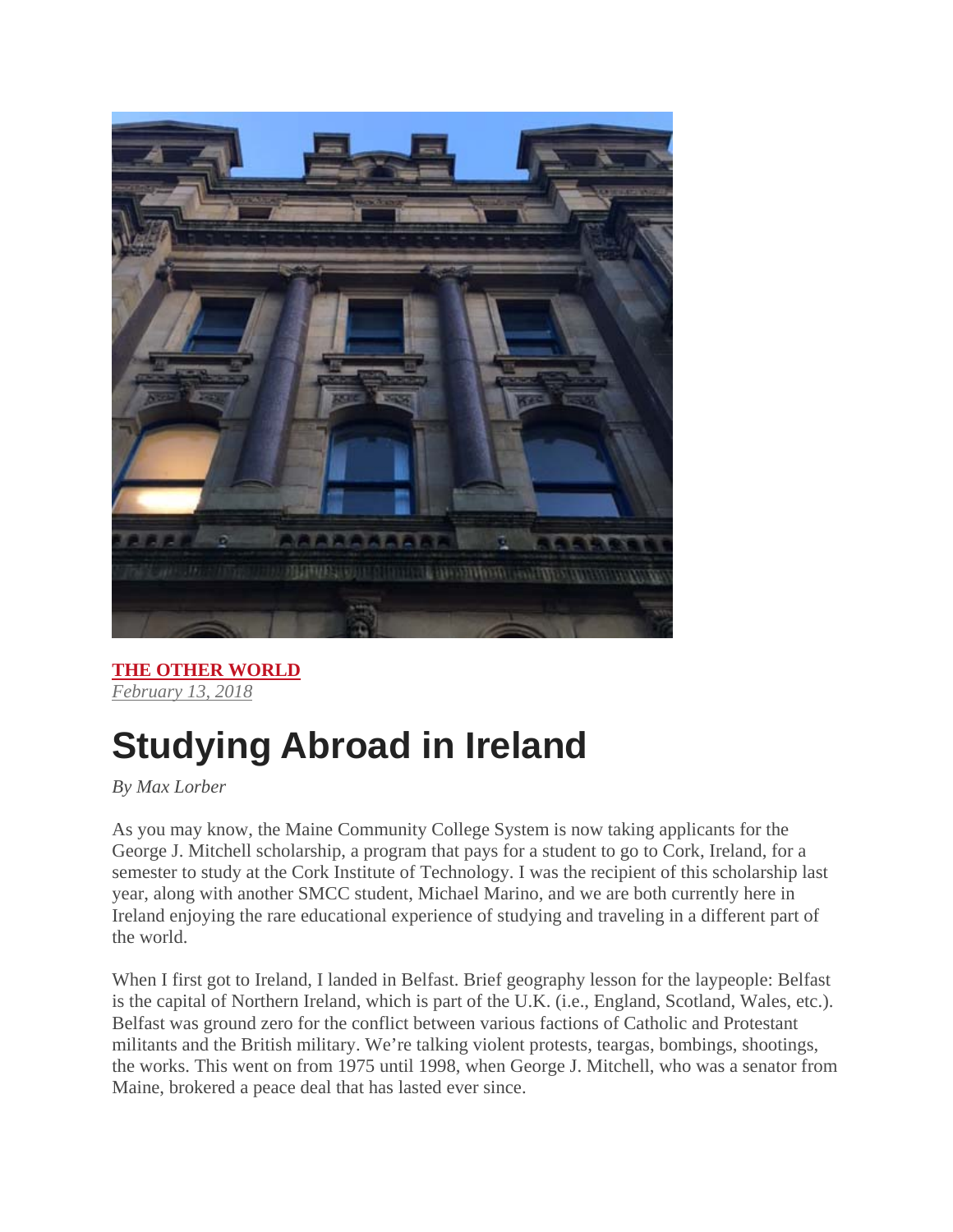**THE OTHER WORLD**
*February 13, 2018*

# Studying Abroad in Ireland

*By Max Lorber*

As you may know, the Maine Community College System is now taking applicants for the George J. Mitchell scholarship, a program that pays for a student to go to Cork, Ireland, for a semester to study at the Cork Institute of Technology. I was the recipient of this scholarship last year, along with another SMCC student, Michael Marino, and we are both currently here in Ireland enjoying the rare educational experience of studying and traveling in a different part of the world.

When I first got to Ireland, I landed in Belfast. Brief geography lesson for the laypeople: Belfast is the capital of Northern Ireland, which is part of the U.K. (i.e., England, Scotland, Wales, etc.). Belfast was ground zero for the conflict between various factions of Catholic and Protestant militants and the British military. We're talking violent protests, teargas, bombings, shootings, the works. This went on from 1975 until 1998, when George J. Mitchell, who was a senator from Maine, brokered a peace deal that has lasted ever since.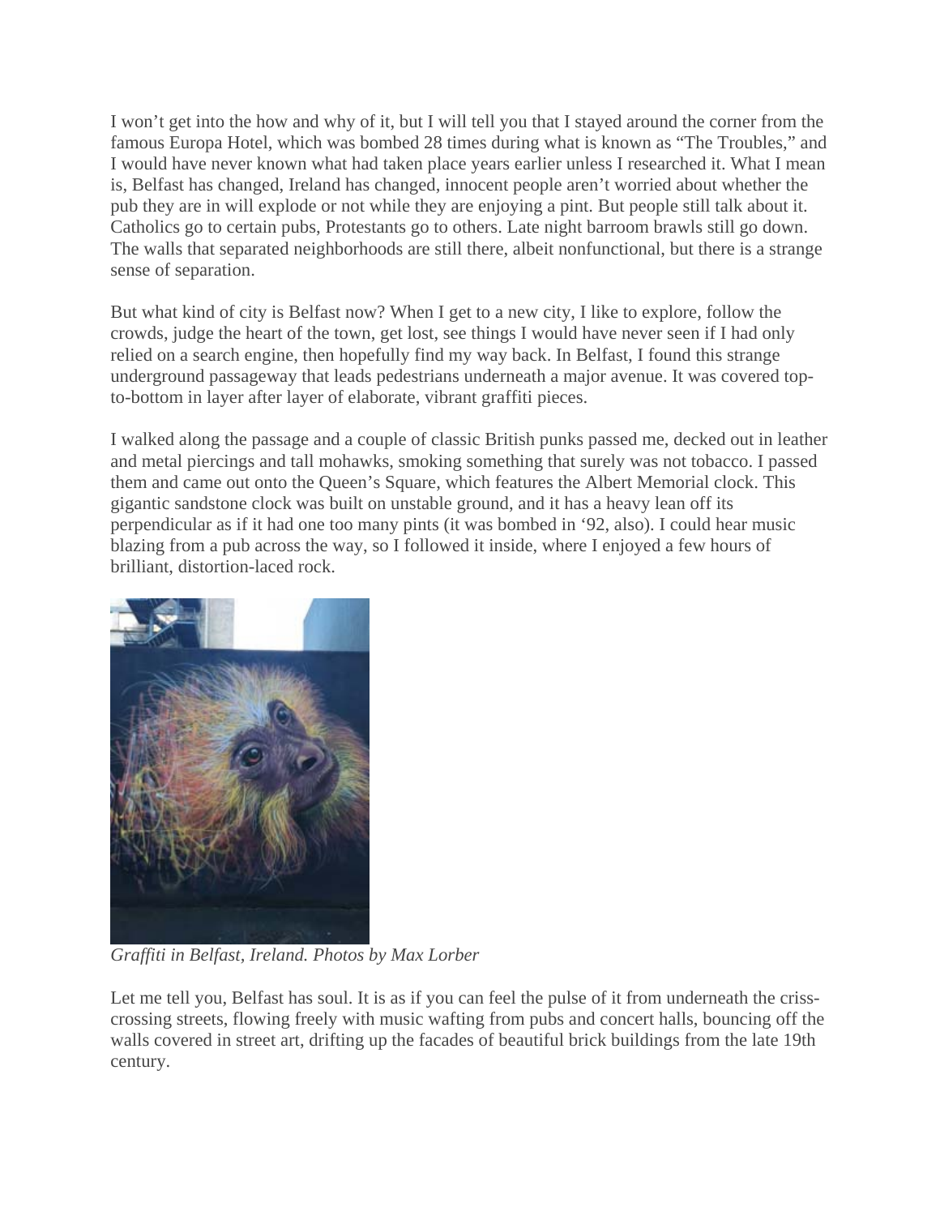I won't get into the how and why of it, but I will tell you that I stayed around the corner from the famous Europa Hotel, which was bombed 28 times during what is known as "The Troubles," and I would have never known what had taken place years earlier unless I researched it. What I mean is, Belfast has changed, Ireland has changed, innocent people aren't worried about whether the pub they are in will explode or not while they are enjoying a pint. But people still talk about it. Catholics go to certain pubs, Protestants go to others. Late night barroom brawls still go down. The walls that separated neighborhoods are still there, albeit nonfunctional, but there is a strange sense of separation.

But what kind of city is Belfast now? When I get to a new city, I like to explore, follow the crowds, judge the heart of the town, get lost, see things I would have never seen if I had only relied on a search engine, then hopefully find my way back. In Belfast, I found this strange underground passageway that leads pedestrians underneath a major avenue. It was covered top-to-bottom in layer after layer of elaborate, vibrant graffiti pieces.

I walked along the passage and a couple of classic British punks passed me, decked out in leather and metal piercings and tall mohawks, smoking something that surely was not tobacco. I passed them and came out onto the Queen's Square, which features the Albert Memorial clock. This gigantic sandstone clock was built on unstable ground, and it has a heavy lean off its perpendicular as if it had one too many pints (it was bombed in '92, also). I could hear music blazing from a pub across the way, so I followed it inside, where I enjoyed a few hours of brilliant, distortion-laced rock.

*Graffiti in Belfast, Ireland. Photos by Max Lorber*

Let me tell you, Belfast has soul. It is as if you can feel the pulse of it from underneath the criss-crossing streets, flowing freely with music wafting from pubs and concert halls, bouncing off the walls covered in street art, drifting up the facades of beautiful brick buildings from the late 19th century.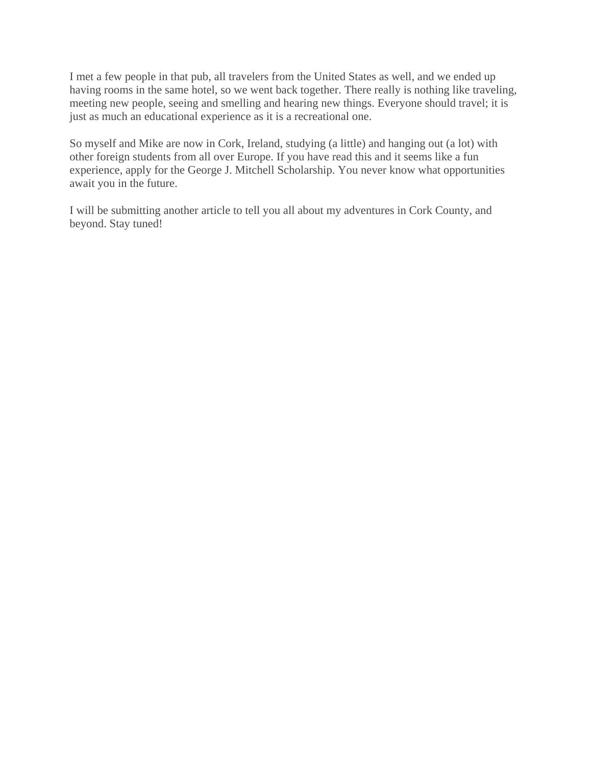I met a few people in that pub, all travelers from the United States as well, and we ended up having rooms in the same hotel, so we went back together. There really is nothing like traveling, meeting new people, seeing and smelling and hearing new things. Everyone should travel; it is just as much an educational experience as it is a recreational one.

So myself and Mike are now in Cork, Ireland, studying (a little) and hanging out (a lot) with other foreign students from all over Europe. If you have read this and it seems like a fun experience, apply for the George J. Mitchell Scholarship. You never know what opportunities await you in the future.

I will be submitting another article to tell you all about my adventures in Cork County, and beyond. Stay tuned!